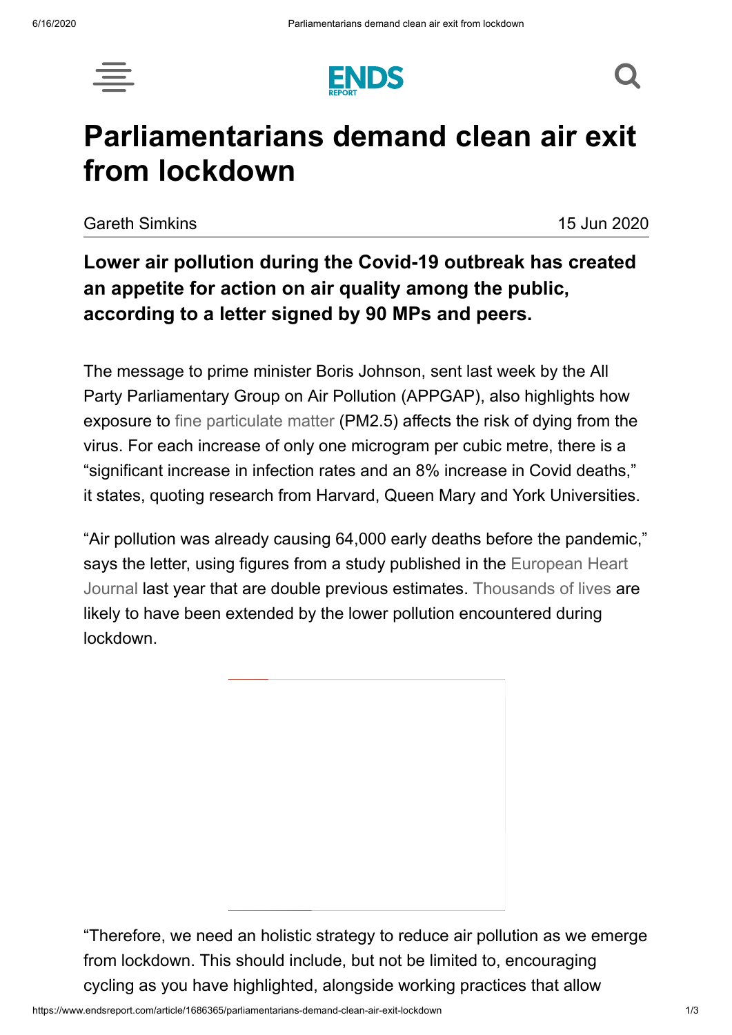# Parliamentarians demand clean air exit from lockdown

Gareth Simkins 15 Jun 2020

**Lower air pollution during the Covid-19 outbreak has created an appetite for action on air quality among the public, according to a letter signed by 90 MPs and peers.**

The message to prime minister Boris Johnson, sent last week by the All Party Parliamentary Group on Air Pollution (APPGAP), also highlights how exposure to fine particulate matter (PM2.5) affects the risk of dying from the virus. For each increase of only one microgram per cubic metre, there is a "significant increase in infection rates and an 8% increase in Covid deaths," it states, quoting research from Harvard, Queen Mary and York Universities.

"Air pollution was already causing 64,000 early deaths before the pandemic," says the letter, using figures from a study published in the European Heart Journal last year that are double previous estimates. Thousands of lives are likely to have been extended by the lower pollution encountered during lockdown.

"Therefore, we need an holistic strategy to reduce air pollution as we emerge from lockdown. This should include, but not be limited to, encouraging cycling as you have highlighted, alongside working practices that allow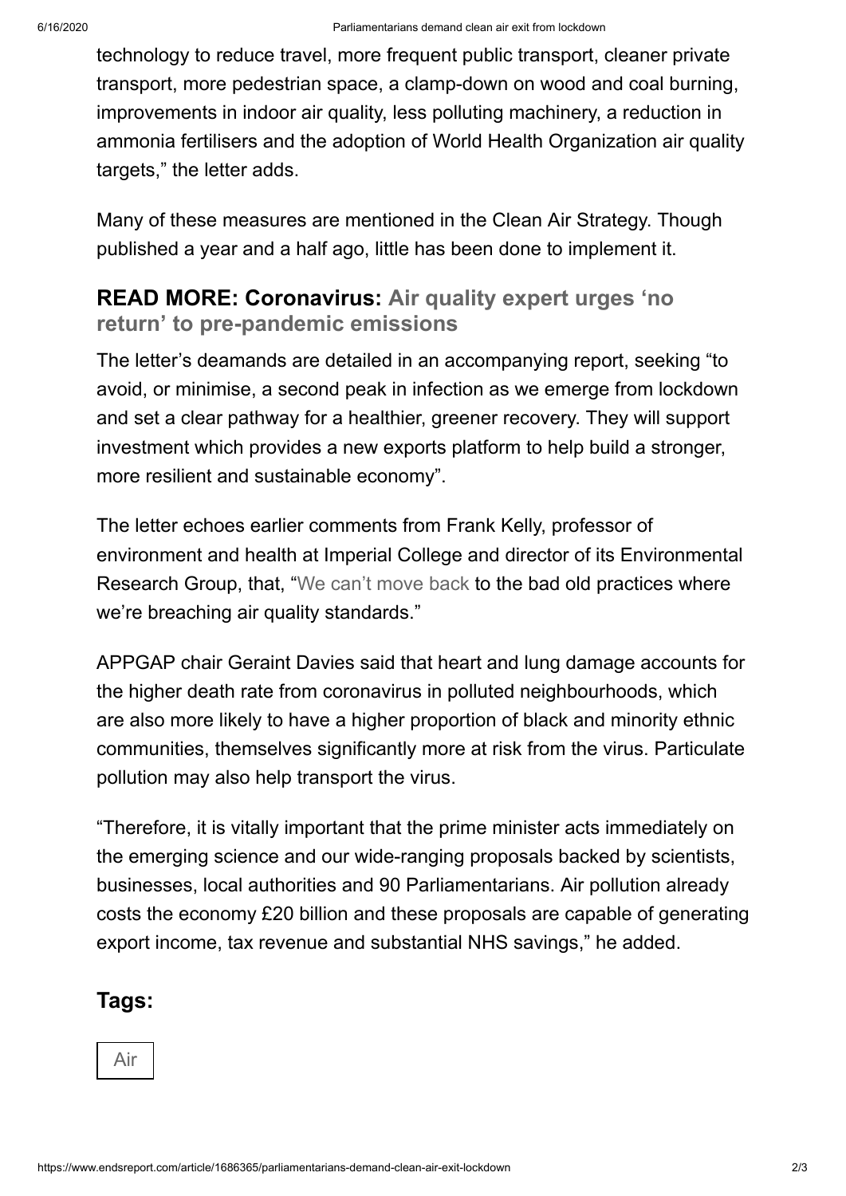technology to reduce travel, more frequent public transport, cleaner private transport, more pedestrian space, a clamp-down on wood and coal burning, improvements in indoor air quality, less polluting machinery, a reduction in ammonia fertilisers and the adoption of World Health Organization air quality targets," the letter adds.

Many of these measures are mentioned in the Clean Air Strategy. Though published a year and a half ago, little has been done to implement it.

**READ MORE: Coronavirus: Air quality expert urges 'no return' to pre-pandemic emissions**

The letter's deamands are detailed in an accompanying report, seeking "to avoid, or minimise, a second peak in infection as we emerge from lockdown and set a clear pathway for a healthier, greener recovery. They will support investment which provides a new exports platform to help build a stronger, more resilient and sustainable economy".

The letter echoes earlier comments from Frank Kelly, professor of environment and health at Imperial College and director of its Environmental Research Group, that, "We can't move back to the bad old practices where we're breaching air quality standards."

APPGAP chair Geraint Davies said that heart and lung damage accounts for the higher death rate from coronavirus in polluted neighbourhoods, which are also more likely to have a higher proportion of black and minority ethnic communities, themselves significantly more at risk from the virus. Particulate pollution may also help transport the virus.

"Therefore, it is vitally important that the prime minister acts immediately on the emerging science and our wide-ranging proposals backed by scientists, businesses, local authorities and 90 Parliamentarians. Air pollution already costs the economy £20 billion and these proposals are capable of generating export income, tax revenue and substantial NHS savings," he added.

## Tags:

Air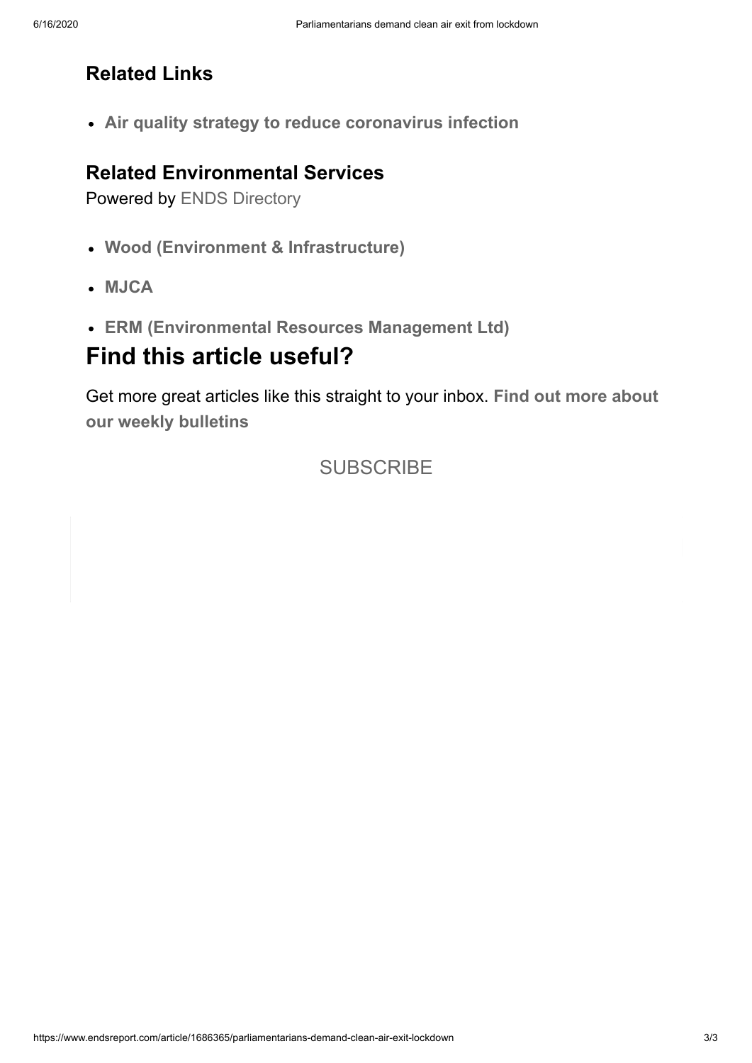## Related Links

- **Air quality strategy to reduce coronavirus infection**

## Related Environmental Services

Powered by ENDS Directory

- **Wood (Environment & Infrastructure)**
- **MJCA**
- **ERM (Environmental Resources Management Ltd)**

# Find this article useful?

Get more great articles like this straight to your inbox. **Find out more about our weekly bulletins**

SUBSCRIBE